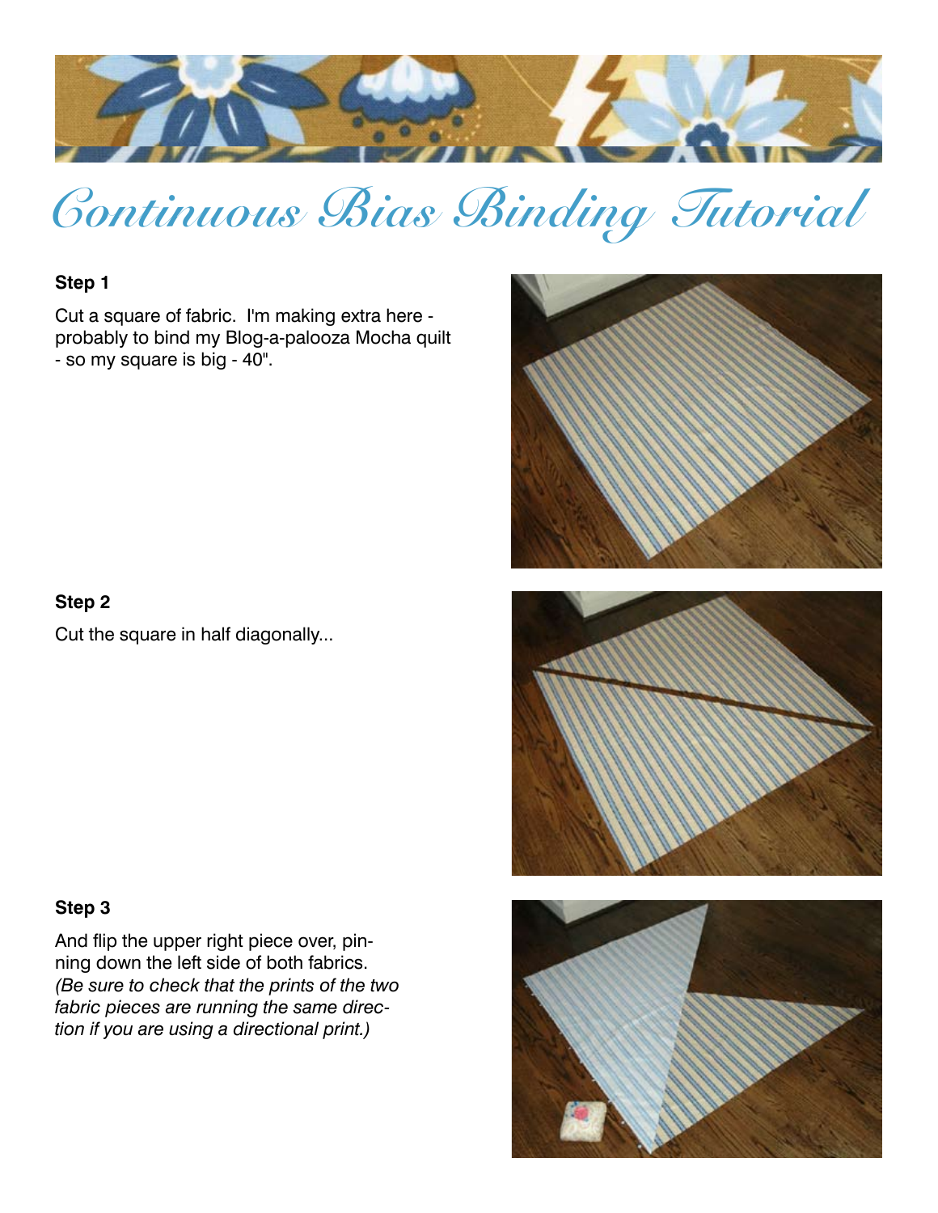# Continuous Bias Binding Tutorial

**Step 1**

Cut a square of fabric. I'm making extra here - probably to bind my Blog-a-palooza Mocha quilt - so my square is big - 40".

**Step 2**

Cut the square in half diagonally...

**Step 3**

And flip the upper right piece over, pinning down the left side of both fabrics. *(Be sure to check that the prints of the two fabric pieces are running the same direction if you are using a directional print.)*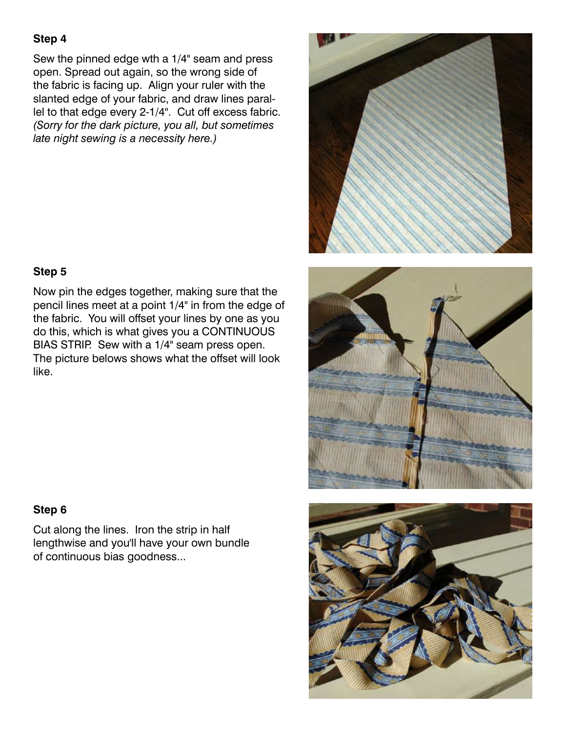### Step 4

Sew the pinned edge wth a 1/4" seam and press open. Spread out again, so the wrong side of the fabric is facing up. Align your ruler with the slanted edge of your fabric, and draw lines parallel to that edge every 2-1/4". Cut off excess fabric. *(Sorry for the dark picture, you all, but sometimes late night sewing is a necessity here.)*

### Step 5

Now pin the edges together, making sure that the pencil lines meet at a point 1/4" in from the edge of the fabric. You will offset your lines by one as you do this, which is what gives you a CONTINUOUS BIAS STRIP. Sew with a 1/4" seam press open. The picture belows shows what the offset will look like.

### Step 6

Cut along the lines. Iron the strip in half lengthwise and you'll have your own bundle of continuous bias goodness...